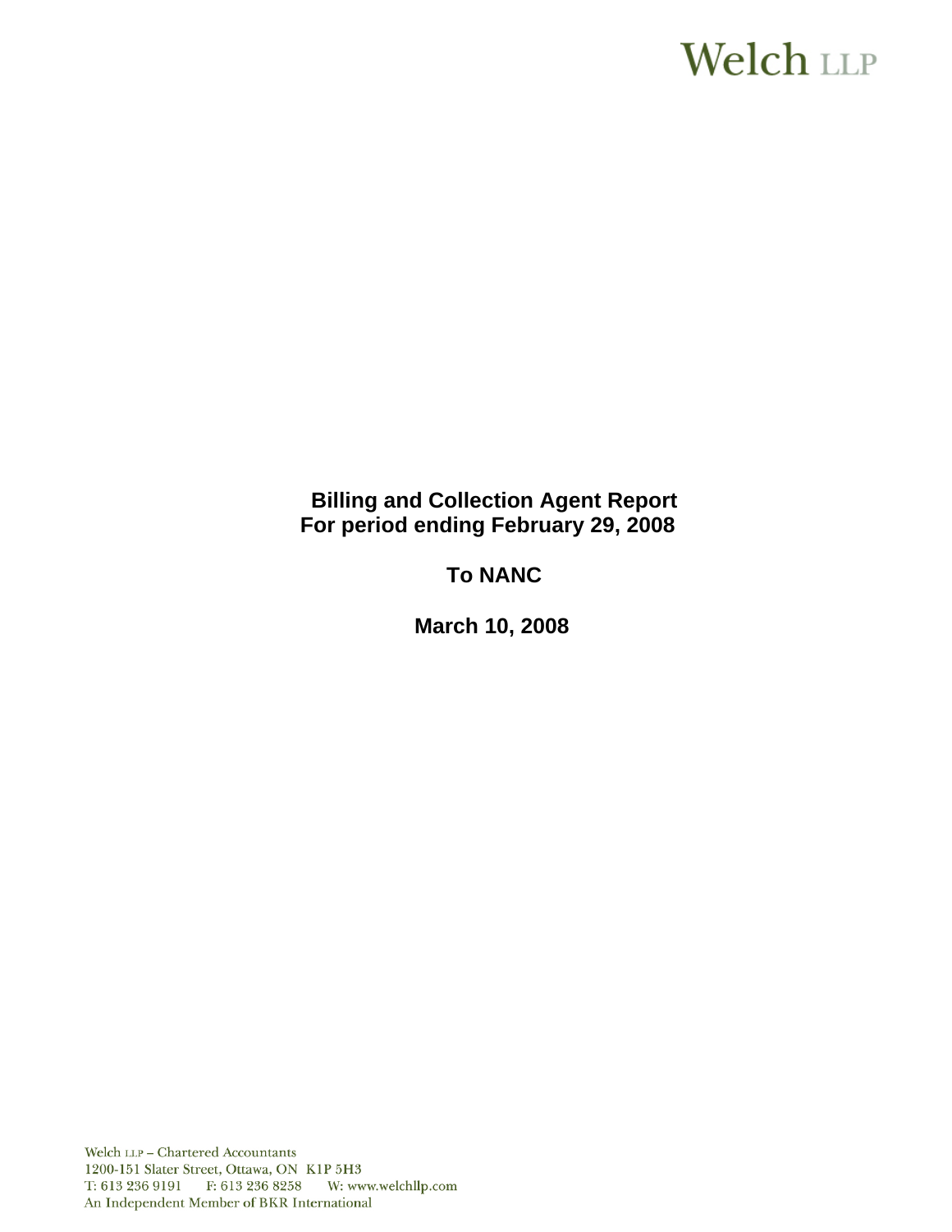Welch LLP

# Billing and Collection Agent Report
# For period ending February 29, 2008

## To NANC

## March 10, 2008

Welch LLP – Chartered Accountants
1200-151 Slater Street, Ottawa, ON K1P 5H3
T: 613 236 9191 F: 613 236 8258 W: www.welchllp.com
An Independent Member of BKR International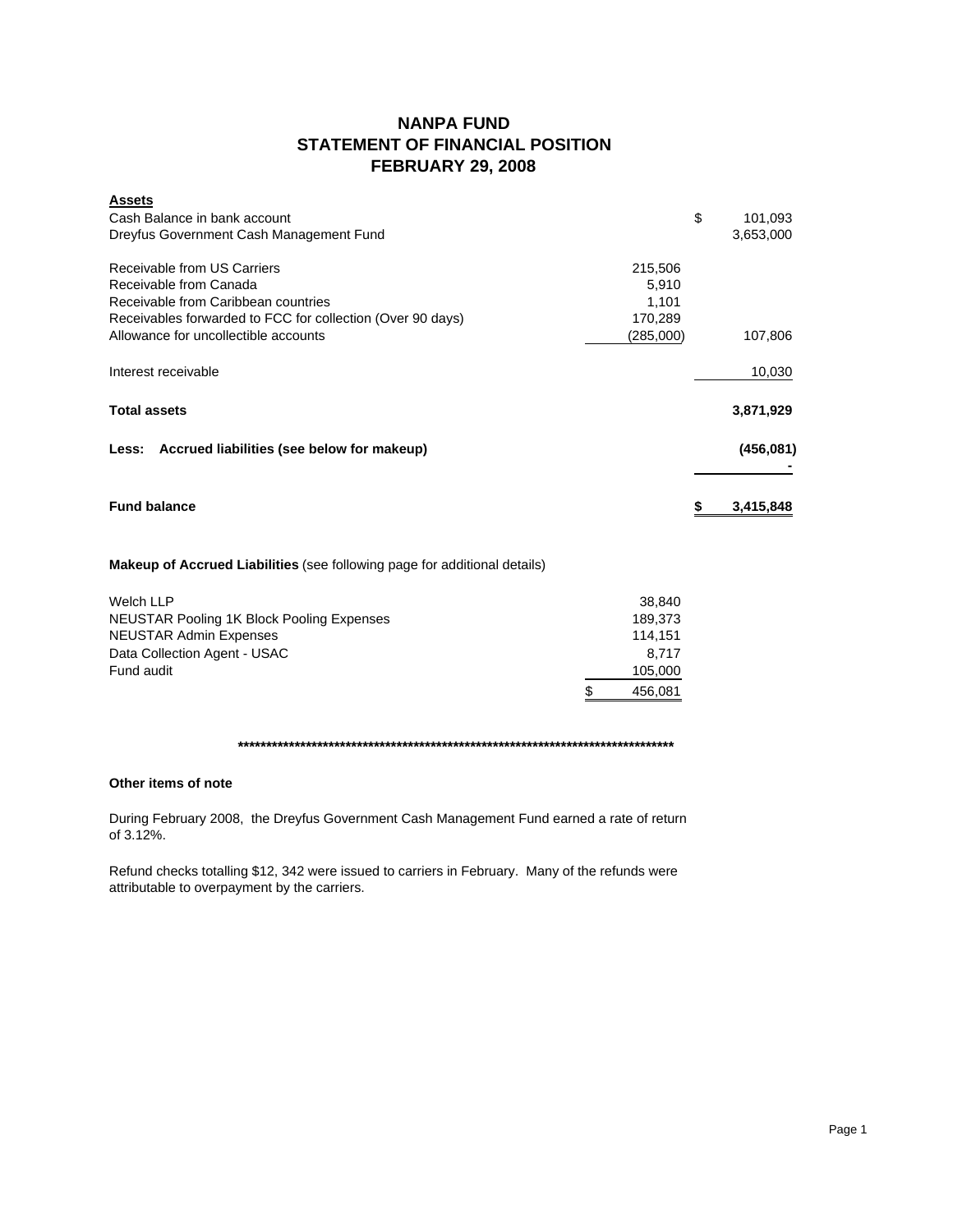# NANPA FUND
## STATEMENT OF FINANCIAL POSITION
## FEBRUARY 29, 2008

| **Assets** | | |
|---|---|---|
| Cash Balance in bank account | | $ 101,093 |
| Dreyfus Government Cash Management Fund | | 3,653,000 |
| | | |
| Receivable from US Carriers | 215,506 | |
| Receivable from Canada | 5,910 | |
| Receivable from Caribbean countries | 1,101 | |
| Receivables forwarded to FCC for collection (Over 90 days) | 170,289 | |
| Allowance for uncollectible accounts | (285,000) | 107,806 |
| | | |
| Interest receivable | | 10,030 |
| | | |
| **Total assets** | | **3,871,929** |
| | | |
| **Less: Accrued liabilities (see below for makeup)** | | **(456,081)** |
| | | **-** |
| | | |
| **Fund balance** | | **$ 3,415,848** |

**Makeup of Accrued Liabilities** (see following page for additional details)

| | |
|---|---|
| Welch LLP | 38,840 |
| NEUSTAR Pooling 1K Block Pooling Expenses | 189,373 |
| NEUSTAR Admin Expenses | 114,151 |
| Data Collection Agent - USAC | 8,717 |
| Fund audit | 105,000 |
| | $ 456,081 |

********************************************************************************

**Other items of note**

During February 2008, the Dreyfus Government Cash Management Fund earned a rate of return of 3.12%.

Refund checks totalling $12, 342 were issued to carriers in February. Many of the refunds were attributable to overpayment by the carriers.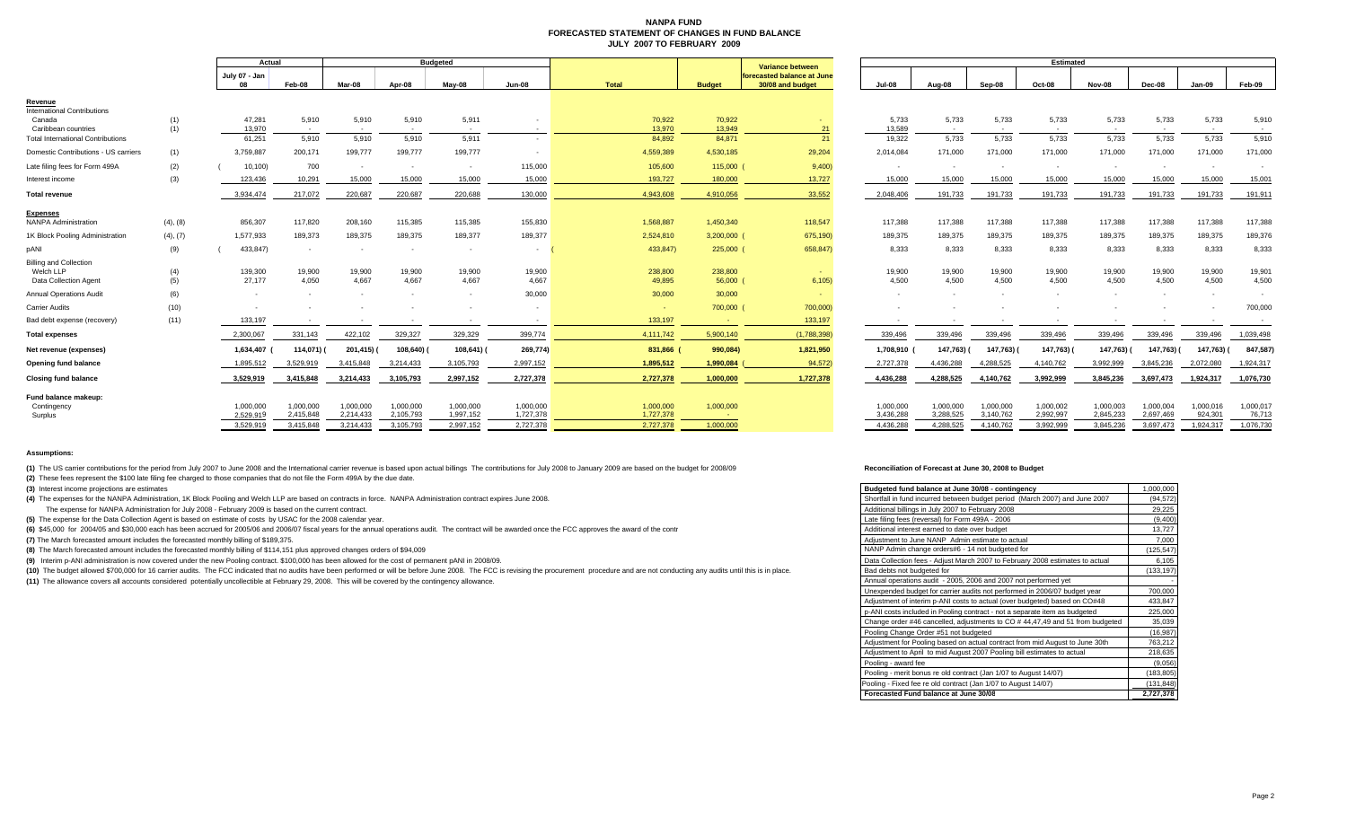# NANPA FUND
## FORECASTED STATEMENT OF CHANGES IN FUND BALANCE
### JULY 2007 TO FEBRUARY 2009

| | | Actual | | Budgeted | | | | | | Variance between forecasted balance at June 30/08 and budget | Estimated | | | | | | | |
|---|---|---|---|---|---|---|---|---|---|---|---|---|---|---|---|---|---|---|
| | | July 07 - Jan 08 | Feb-08 | Mar-08 | Apr-08 | May-08 | Jun-08 | Total | Budget | | Jul-08 | Aug-08 | Sep-08 | Oct-08 | Nov-08 | Dec-08 | Jan-09 | Feb-09 |
| **Revenue** | | | | | | | | | | | | | | | | | | |
| International Contributions | | | | | | | | | | | | | | | | | | |
| Canada | (1) | 47,281 | 5,910 | 5,910 | 5,910 | 5,911 | - | 70,922 | 70,922 | - | 5,733 | 5,733 | 5,733 | 5,733 | 5,733 | 5,733 | 5,733 | 5,910 |
| Caribbean countries | (1) | 13,970 | - | - | - | - | - | 13,970 | 13,949 | 21 | 13,589 | - | - | - | - | - | - | - |
| Total International Contributions | | 61,251 | 5,910 | 5,910 | 5,910 | 5,911 | - | 84,892 | 84,871 | 21 | 19,322 | 5,733 | 5,733 | 5,733 | 5,733 | 5,733 | 5,733 | 5,910 |
| Domestic Contributions - US carriers | (1) | 3,759,887 | 200,171 | 199,777 | 199,777 | 199,777 | - | 4,559,389 | 4,530,185 | 29,204 | 2,014,084 | 171,000 | 171,000 | 171,000 | 171,000 | 171,000 | 171,000 | 171,000 |
| Late filing fees for Form 499A | (2) | (10,100) | 700 | - | - | - | 115,000 | 105,600 | 115,000 | (9,400) | - | - | - | - | - | - | - | - |
| Interest income | (3) | 123,436 | 10,291 | 15,000 | 15,000 | 15,000 | 15,000 | 193,727 | 180,000 | 13,727 | 15,000 | 15,000 | 15,000 | 15,000 | 15,000 | 15,000 | 15,000 | 15,001 |
| **Total revenue** | | 3,934,474 | 217,072 | 220,687 | 220,687 | 220,688 | 130,000 | 4,943,608 | 4,910,056 | 33,552 | 2,048,406 | 191,733 | 191,733 | 191,733 | 191,733 | 191,733 | 191,733 | 191,911 |
| **Expenses** | | | | | | | | | | | | | | | | | | |
| NANPA Administration | (4), (8) | 856,307 | 117,820 | 208,160 | 115,385 | 115,385 | 155,830 | 1,568,887 | 1,450,340 | 118,547 | 117,388 | 117,388 | 117,388 | 117,388 | 117,388 | 117,388 | 117,388 | 117,388 |
| 1K Block Pooling Administration | (4), (7) | 1,577,933 | 189,373 | 189,375 | 189,375 | 189,377 | 189,377 | 2,524,810 | 3,200,000 | (675,190) | 189,375 | 189,375 | 189,375 | 189,375 | 189,375 | 189,375 | 189,375 | 189,376 |
| pANI | (9) | (433,847) | - | - | - | - | - | (433,847) | 225,000 | (658,847) | 8,333 | 8,333 | 8,333 | 8,333 | 8,333 | 8,333 | 8,333 | 8,333 |
| Billing and Collection | | | | | | | | | | | | | | | | | | |
| Welch LLP | (4) | 139,300 | 19,900 | 19,900 | 19,900 | 19,900 | 19,900 | 238,800 | 238,800 | - | 19,900 | 19,900 | 19,900 | 19,900 | 19,900 | 19,900 | 19,900 | 19,901 |
| Data Collection Agent | (5) | 27,177 | 4,050 | 4,667 | 4,667 | 4,667 | 4,667 | 49,895 | 56,000 | (6,105) | 4,500 | 4,500 | 4,500 | 4,500 | 4,500 | 4,500 | 4,500 | 4,500 |
| Annual Operations Audit | (6) | - | - | - | - | - | 30,000 | 30,000 | 30,000 | - | - | - | - | - | - | - | - | - |
| Carrier Audits | (10) | - | - | - | - | - | - | - | 700,000 | (700,000) | - | - | - | - | - | - | - | 700,000 |
| Bad debt expense (recovery) | (11) | 133,197 | - | - | - | - | - | 133,197 | - | 133,197 | - | - | - | - | - | - | - | - |
| **Total expenses** | | 2,300,067 | 331,143 | 422,102 | 329,327 | 329,329 | 399,774 | 4,111,742 | 5,900,140 | (1,788,398) | 339,496 | 339,496 | 339,496 | 339,496 | 339,496 | 339,496 | 339,496 | 1,039,498 |
| **Net revenue (expenses)** | | 1,634,407 | (114,071) | (201,415) | (108,640) | (108,641) | (269,774) | 831,866 | (990,084) | 1,821,950 | 1,708,910 | (147,763) | (147,763) | (147,763) | (147,763) | (147,763) | (147,763) | (847,587) |
| **Opening fund balance** | | 1,895,512 | 3,529,919 | 3,415,848 | 3,214,433 | 3,105,793 | 2,997,152 | 1,895,512 | 1,990,084 | (94,572) | 2,727,378 | 4,436,288 | 4,288,525 | 4,140,762 | 3,992,999 | 3,845,236 | 2,072,080 | 1,924,317 |
| **Closing fund balance** | | 3,529,919 | 3,415,848 | 3,214,433 | 3,105,793 | 2,997,152 | 2,727,378 | 2,727,378 | 1,000,000 | 1,727,378 | 4,436,288 | 4,288,525 | 4,140,762 | 3,992,999 | 3,845,236 | 3,697,473 | 1,924,317 | 1,076,730 |
| **Fund balance makeup:** | | | | | | | | | | | | | | | | | | |
| Contingency | | 1,000,000 | 1,000,000 | 1,000,000 | 1,000,000 | 1,000,000 | 1,000,000 | 1,000,000 | 1,000,000 | | 1,000,000 | 1,000,000 | 1,000,000 | 1,000,002 | 1,000,003 | 1,000,004 | 1,000,016 | 1,000,017 |
| Surplus | | 2,529,919 | 2,415,848 | 2,214,433 | 2,105,793 | 1,997,152 | 1,727,378 | 1,727,378 | - | | 3,436,288 | 3,288,525 | 3,140,762 | 2,992,997 | 2,845,233 | 2,697,469 | 924,301 | 76,713 |
| | | 3,529,919 | 3,415,848 | 3,214,433 | 3,105,793 | 2,997,152 | 2,727,378 | 2,727,378 | 1,000,000 | | 4,436,288 | 4,288,525 | 4,140,762 | 3,992,999 | 3,845,236 | 3,697,473 | 1,924,317 | 1,076,730 |

**Assumptions:**

**(1)** The US carrier contributions for the period from July 2007 to June 2008 and the International carrier revenue is based upon actual billings The contributions for July 2008 to January 2009 are based on the budget for 2008/09

**(2)** These fees represent the $100 late filing fee charged to those companies that do not file the Form 499A by the due date.

**(3)** Interest income projections are estimates

**(4)** The expenses for the NANPA Administration, 1K Block Pooling and Welch LLP are based on contracts in force. NANPA Administration contract expires June 2008.

The expense for NANPA Administration for July 2008 - February 2009 is based on the current contract.

**(5)** The expense for the Data Collection Agent is based on estimate of costs by USAC for the 2008 calendar year.

**(6)** $45,000 for 2004/05 and $30,000 each has been accrued for 2005/06 and 2006/07 fiscal years for the annual operations audit. The contract will be awarded once the FCC approves the award of the contr

**(7)** The March forecasted amount includes the forecasted monthly billing of $189,375.

**(8)** The March forecasted amount includes the forecasted monthly billing of $114,151 plus approved changes orders of $94,009

**(9)** Interim p-ANI administration is now covered under the new Pooling contract. $100,000 has been allowed for the cost of permanent pANI in 2008/09.

**(10)** The budget allowed $700,000 for 16 carrier audits. The FCC indicated that no audits have been performed or will be before June 2008. The FCC is revising the procurement procedure and are not conducting any audits until this is in place.

**(11)** The allowance covers all accounts considered potentially uncollectible at February 29, 2008. This will be covered by the contingency allowance.

**Reconciliation of Forecast at June 30, 2008 to Budget**

| Item | Amount |
|---|---|
| Budgeted fund balance at June 30/08 - contingency | 1,000,000 |
| Shortfall in fund incurred between budget period (March 2007) and June 2007 | (94,572) |
| Additional billings in July 2007 to February 2008 | 29,225 |
| Late filing fees (reversal) for Form 499A - 2006 | (9,400) |
| Additional interest earned to date over budget | 13,727 |
| Adjustment to June NANP Admin estimate to actual | 7,000 |
| NANP Admin change orders#6 - 14 not budgeted for | (125,547) |
| Data Collection fees - Adjust March 2007 to February 2008 estimates to actual | 6,105 |
| Bad debts not budgeted for | (133,197) |
| Annual operations audit - 2005, 2006 and 2007 not performed yet | - |
| Unexpended budget for carrier audits not performed in 2006/07 budget year | 700,000 |
| Adjustment of interim p-ANI costs to actual (over budgeted) based on CO#48 | 433,847 |
| p-ANI costs included in Pooling contract - not a separate item as budgeted | 225,000 |
| Change order #46 cancelled, adjustments to CO # 44,47,49 and 51 from budgeted | 35,039 |
| Pooling Change Order #51 not budgeted | (16,987) |
| Adjustment for Pooling based on actual contract from mid August to June 30th | 763,212 |
| Adjustment to April to mid August 2007 Pooling bill estimates to actual | 218,635 |
| Pooling - award fee | (9,056) |
| Pooling - merit bonus re old contract (Jan 1/07 to August 14/07) | (183,805) |
| Pooling - Fixed fee re old contract (Jan 1/07 to August 14/07) | (131,848) |
| **Forecasted Fund balance at June 30/08** | **2,727,378** |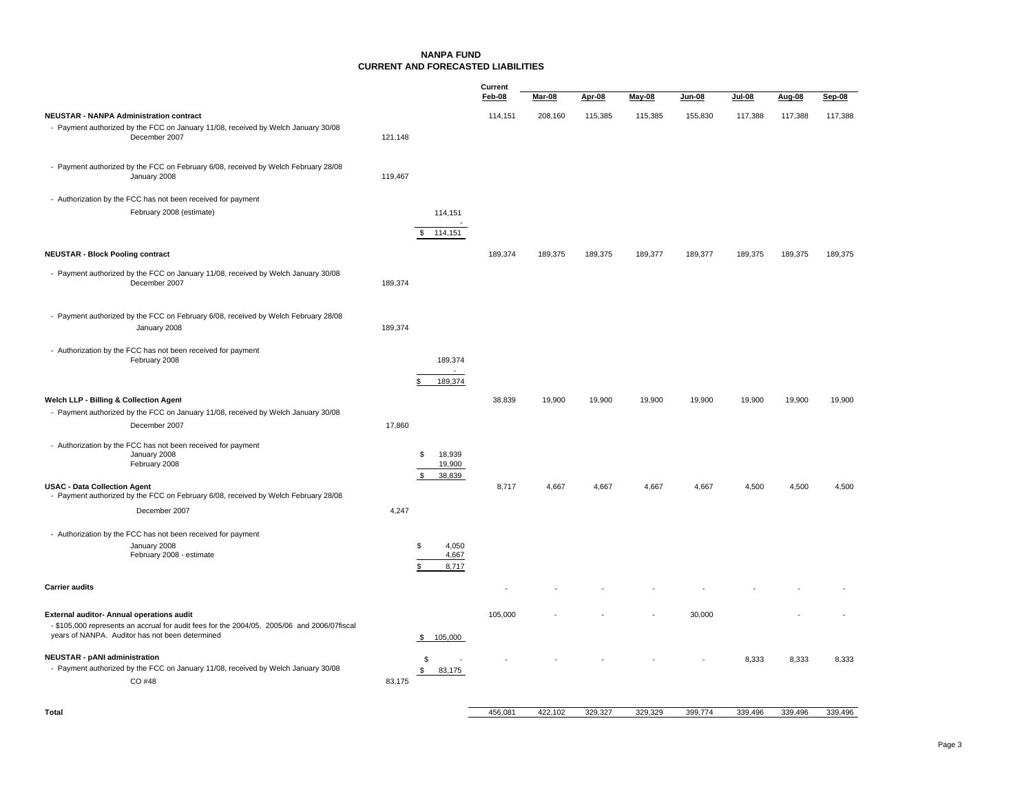# NANPA FUND
## CURRENT AND FORECASTED LIABILITIES

| | | | Current Feb-08 | Mar-08 | Apr-08 | May-08 | Jun-08 | Jul-08 | Aug-08 | Sep-08 |
|---|---|---|---|---|---|---|---|---|---|---|
| **NEUSTAR - NANPA Administration contract** | | | 114,151 | 208,160 | 115,385 | 115,385 | 155,830 | 117,388 | 117,388 | 117,388 |
| - Payment authorized by the FCC on January 11/08, received by Welch January 30/08 December 2007 | 121,148 | | | | | | | | | |
| - Payment authorized by the FCC on February 6/08, received by Welch February 28/08 January 2008 | 119,467 | | | | | | | | | |
| - Authorization by the FCC has not been received for payment | | | | | | | | | | |
| February 2008 (estimate) | | 114,151 | | | | | | | | |
| | | - | | | | | | | | |
| | | $ 114,151 | | | | | | | | |
| **NEUSTAR - Block Pooling contract** | | | 189,374 | 189,375 | 189,375 | 189,377 | 189,377 | 189,375 | 189,375 | 189,375 |
| - Payment authorized by the FCC on January 11/08, received by Welch January 30/08 December 2007 | 189,374 | | | | | | | | | |
| - Payment authorized by the FCC on February 6/08, received by Welch February 28/08 January 2008 | 189,374 | | | | | | | | | |
| - Authorization by the FCC has not been received for payment February 2008 | | 189,374 | | | | | | | | |
| | | - | | | | | | | | |
| | | $ 189,374 | | | | | | | | |
| **Welch LLP - Billing & Collection Agent** | | | 38,839 | 19,900 | 19,900 | 19,900 | 19,900 | 19,900 | 19,900 | 19,900 |
| - Payment authorized by the FCC on January 11/08, received by Welch January 30/08 | | | | | | | | | | |
| December 2007 | 17,860 | | | | | | | | | |
| - Authorization by the FCC has not been received for payment | | | | | | | | | | |
| January 2008 | | $ 18,939 | | | | | | | | |
| February 2008 | | 19,900 | | | | | | | | |
| | | $ 38,839 | | | | | | | | |
| **USAC - Data Collection Agent** | | | 8,717 | 4,667 | 4,667 | 4,667 | 4,667 | 4,500 | 4,500 | 4,500 |
| - Payment authorized by the FCC on February 6/08, received by Welch February 28/08 | | | | | | | | | | |
| December 2007 | 4,247 | | | | | | | | | |
| - Authorization by the FCC has not been received for payment | | | | | | | | | | |
| January 2008 | | $ 4,050 | | | | | | | | |
| February 2008 - estimate | | 4,667 | | | | | | | | |
| | | $ 8,717 | | | | | | | | |
| **Carrier audits** | | | - | - | - | - | - | - | - | - |
| **External auditor- Annual operations audit** | | | 105,000 | - | - | - | 30,000 | | - | - |
| - $105,000 represents an accrual for audit fees for the 2004/05, 2005/06 and 2006/07fiscal years of NANPA. Auditor has not been determined | | $ 105,000 | | | | | | | | |
| **NEUSTAR - pANI administration** | | $ - | - | - | - | - | - | 8,333 | 8,333 | 8,333 |
| - Payment authorized by the FCC on January 11/08, received by Welch January 30/08 | | $ 83,175 | | | | | | | | |
| CO #48 | 83,175 | | | | | | | | | |
| **Total** | | | 456,081 | 422,102 | 329,327 | 329,329 | 399,774 | 339,496 | 339,496 | 339,496 |